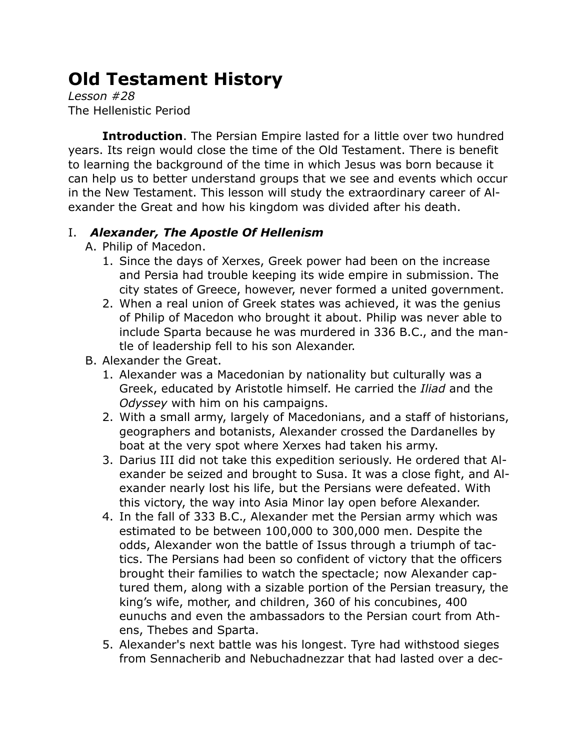# Old Testament History

*Lesson #28*
The Hellenistic Period

**Introduction**. The Persian Empire lasted for a little over two hundred years. Its reign would close the time of the Old Testament. There is benefit to learning the background of the time in which Jesus was born because it can help us to better understand groups that we see and events which occur in the New Testament. This lesson will study the extraordinary career of Alexander the Great and how his kingdom was divided after his death.

I. ***Alexander, The Apostle Of Hellenism***

A. Philip of Macedon.

1. Since the days of Xerxes, Greek power had been on the increase and Persia had trouble keeping its wide empire in submission. The city states of Greece, however, never formed a united government.
2. When a real union of Greek states was achieved, it was the genius of Philip of Macedon who brought it about. Philip was never able to include Sparta because he was murdered in 336 B.C., and the mantle of leadership fell to his son Alexander.

B. Alexander the Great.

1. Alexander was a Macedonian by nationality but culturally was a Greek, educated by Aristotle himself. He carried the *Iliad* and the *Odyssey* with him on his campaigns.
2. With a small army, largely of Macedonians, and a staff of historians, geographers and botanists, Alexander crossed the Dardanelles by boat at the very spot where Xerxes had taken his army.
3. Darius III did not take this expedition seriously. He ordered that Alexander be seized and brought to Susa. It was a close fight, and Alexander nearly lost his life, but the Persians were defeated. With this victory, the way into Asia Minor lay open before Alexander.
4. In the fall of 333 B.C., Alexander met the Persian army which was estimated to be between 100,000 to 300,000 men. Despite the odds, Alexander won the battle of Issus through a triumph of tactics. The Persians had been so confident of victory that the officers brought their families to watch the spectacle; now Alexander captured them, along with a sizable portion of the Persian treasury, the king's wife, mother, and children, 360 of his concubines, 400 eunuchs and even the ambassadors to the Persian court from Athens, Thebes and Sparta.
5. Alexander's next battle was his longest. Tyre had withstood sieges from Sennacherib and Nebuchadnezzar that had lasted over a dec-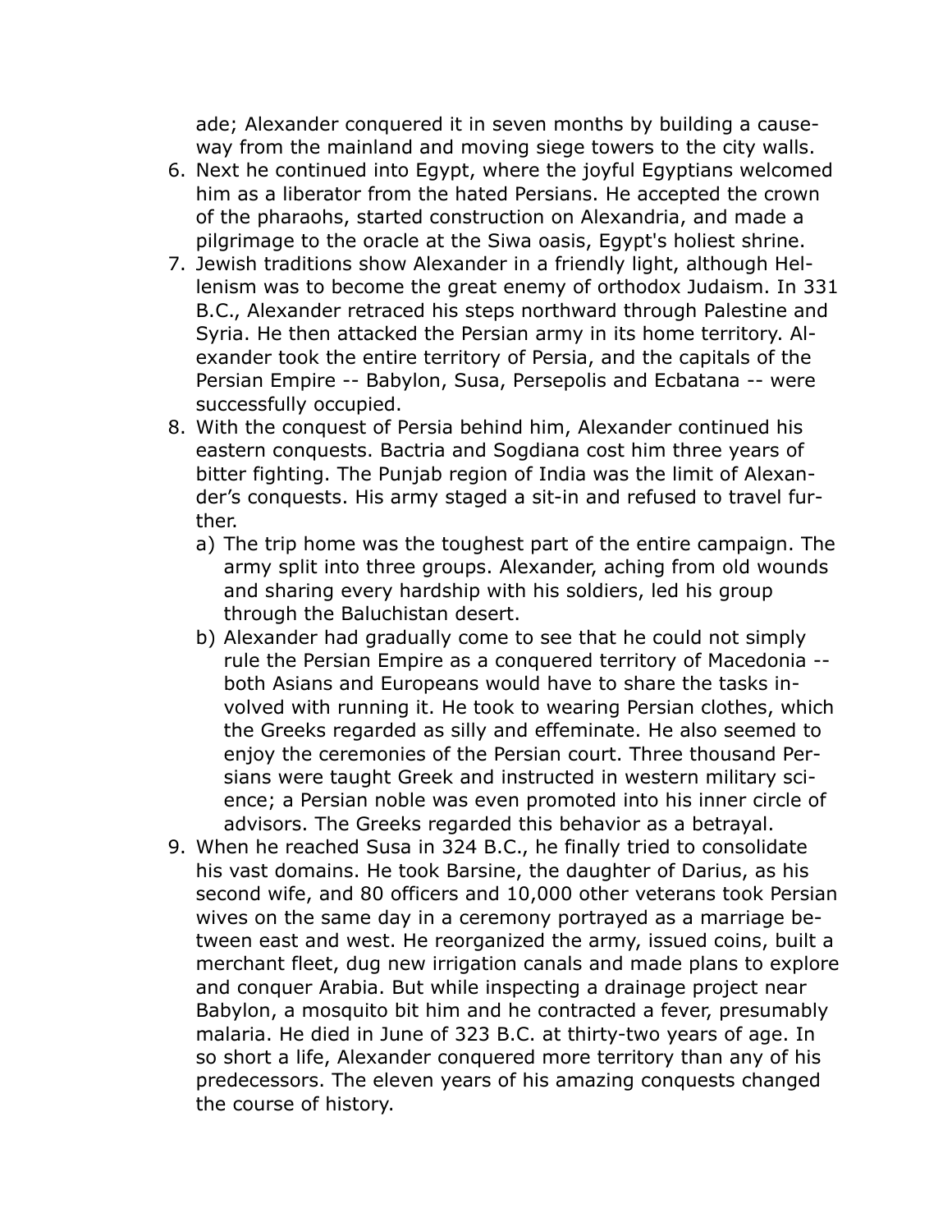ade; Alexander conquered it in seven months by building a causeway from the mainland and moving siege towers to the city walls.

6. Next he continued into Egypt, where the joyful Egyptians welcomed him as a liberator from the hated Persians. He accepted the crown of the pharaohs, started construction on Alexandria, and made a pilgrimage to the oracle at the Siwa oasis, Egypt's holiest shrine.
7. Jewish traditions show Alexander in a friendly light, although Hellenism was to become the great enemy of orthodox Judaism. In 331 B.C., Alexander retraced his steps northward through Palestine and Syria. He then attacked the Persian army in its home territory. Alexander took the entire territory of Persia, and the capitals of the Persian Empire -- Babylon, Susa, Persepolis and Ecbatana -- were successfully occupied.
8. With the conquest of Persia behind him, Alexander continued his eastern conquests. Bactria and Sogdiana cost him three years of bitter fighting. The Punjab region of India was the limit of Alexander's conquests. His army staged a sit-in and refused to travel further.
   a) The trip home was the toughest part of the entire campaign. The army split into three groups. Alexander, aching from old wounds and sharing every hardship with his soldiers, led his group through the Baluchistan desert.
   b) Alexander had gradually come to see that he could not simply rule the Persian Empire as a conquered territory of Macedonia -- both Asians and Europeans would have to share the tasks involved with running it. He took to wearing Persian clothes, which the Greeks regarded as silly and effeminate. He also seemed to enjoy the ceremonies of the Persian court. Three thousand Persians were taught Greek and instructed in western military science; a Persian noble was even promoted into his inner circle of advisors. The Greeks regarded this behavior as a betrayal.
9. When he reached Susa in 324 B.C., he finally tried to consolidate his vast domains. He took Barsine, the daughter of Darius, as his second wife, and 80 officers and 10,000 other veterans took Persian wives on the same day in a ceremony portrayed as a marriage between east and west. He reorganized the army, issued coins, built a merchant fleet, dug new irrigation canals and made plans to explore and conquer Arabia. But while inspecting a drainage project near Babylon, a mosquito bit him and he contracted a fever, presumably malaria. He died in June of 323 B.C. at thirty-two years of age. In so short a life, Alexander conquered more territory than any of his predecessors. The eleven years of his amazing conquests changed the course of history.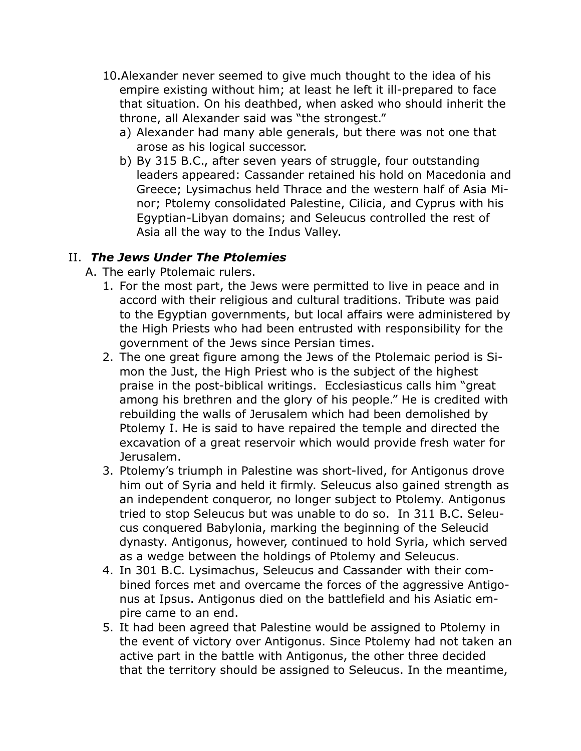10. Alexander never seemed to give much thought to the idea of his empire existing without him; at least he left it ill-prepared to face that situation. On his deathbed, when asked who should inherit the throne, all Alexander said was "the strongest."
    a) Alexander had many able generals, but there was not one that arose as his logical successor.
    b) By 315 B.C., after seven years of struggle, four outstanding leaders appeared: Cassander retained his hold on Macedonia and Greece; Lysimachus held Thrace and the western half of Asia Minor; Ptolemy consolidated Palestine, Cilicia, and Cyprus with his Egyptian-Libyan domains; and Seleucus controlled the rest of Asia all the way to the Indus Valley.

## II. ***The Jews Under The Ptolemies***

A. The early Ptolemaic rulers.

1. For the most part, the Jews were permitted to live in peace and in accord with their religious and cultural traditions. Tribute was paid to the Egyptian governments, but local affairs were administered by the High Priests who had been entrusted with responsibility for the government of the Jews since Persian times.
2. The one great figure among the Jews of the Ptolemaic period is Simon the Just, the High Priest who is the subject of the highest praise in the post-biblical writings. Ecclesiasticus calls him "great among his brethren and the glory of his people." He is credited with rebuilding the walls of Jerusalem which had been demolished by Ptolemy I. He is said to have repaired the temple and directed the excavation of a great reservoir which would provide fresh water for Jerusalem.
3. Ptolemy's triumph in Palestine was short-lived, for Antigonus drove him out of Syria and held it firmly. Seleucus also gained strength as an independent conqueror, no longer subject to Ptolemy. Antigonus tried to stop Seleucus but was unable to do so. In 311 B.C. Seleucus conquered Babylonia, marking the beginning of the Seleucid dynasty. Antigonus, however, continued to hold Syria, which served as a wedge between the holdings of Ptolemy and Seleucus.
4. In 301 B.C. Lysimachus, Seleucus and Cassander with their combined forces met and overcame the forces of the aggressive Antigonus at Ipsus. Antigonus died on the battlefield and his Asiatic empire came to an end.
5. It had been agreed that Palestine would be assigned to Ptolemy in the event of victory over Antigonus. Since Ptolemy had not taken an active part in the battle with Antigonus, the other three decided that the territory should be assigned to Seleucus. In the meantime,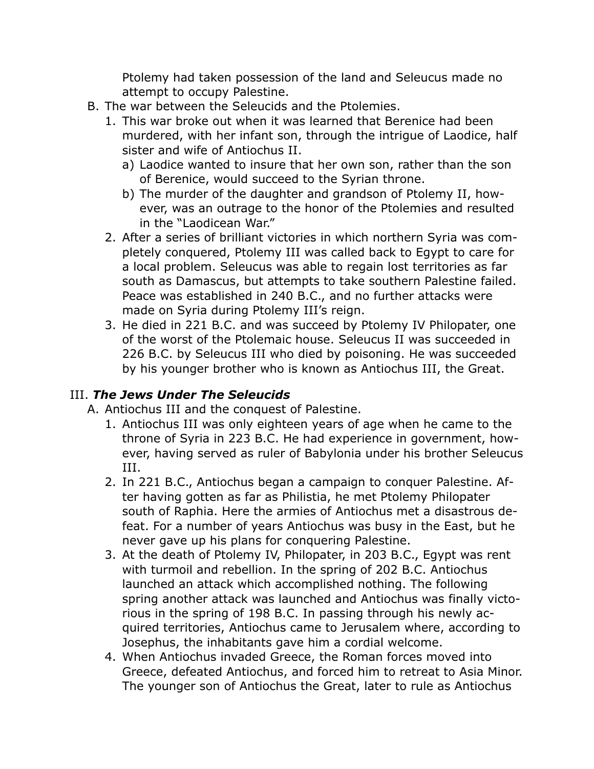Ptolemy had taken possession of the land and Seleucus made no attempt to occupy Palestine.

B. The war between the Seleucids and the Ptolemies.
   1. This war broke out when it was learned that Berenice had been murdered, with her infant son, through the intrigue of Laodice, half sister and wife of Antiochus II.
      a) Laodice wanted to insure that her own son, rather than the son of Berenice, would succeed to the Syrian throne.
      b) The murder of the daughter and grandson of Ptolemy II, however, was an outrage to the honor of the Ptolemies and resulted in the "Laodicean War."
   2. After a series of brilliant victories in which northern Syria was completely conquered, Ptolemy III was called back to Egypt to care for a local problem. Seleucus was able to regain lost territories as far south as Damascus, but attempts to take southern Palestine failed. Peace was established in 240 B.C., and no further attacks were made on Syria during Ptolemy III's reign.
   3. He died in 221 B.C. and was succeed by Ptolemy IV Philopater, one of the worst of the Ptolemaic house. Seleucus II was succeeded in 226 B.C. by Seleucus III who died by poisoning. He was succeeded by his younger brother who is known as Antiochus III, the Great.

## III. ***The Jews Under The Seleucids***

A. Antiochus III and the conquest of Palestine.
   1. Antiochus III was only eighteen years of age when he came to the throne of Syria in 223 B.C. He had experience in government, however, having served as ruler of Babylonia under his brother Seleucus III.
   2. In 221 B.C., Antiochus began a campaign to conquer Palestine. After having gotten as far as Philistia, he met Ptolemy Philopater south of Raphia. Here the armies of Antiochus met a disastrous defeat. For a number of years Antiochus was busy in the East, but he never gave up his plans for conquering Palestine.
   3. At the death of Ptolemy IV, Philopater, in 203 B.C., Egypt was rent with turmoil and rebellion. In the spring of 202 B.C. Antiochus launched an attack which accomplished nothing. The following spring another attack was launched and Antiochus was finally victorious in the spring of 198 B.C. In passing through his newly acquired territories, Antiochus came to Jerusalem where, according to Josephus, the inhabitants gave him a cordial welcome.
   4. When Antiochus invaded Greece, the Roman forces moved into Greece, defeated Antiochus, and forced him to retreat to Asia Minor. The younger son of Antiochus the Great, later to rule as Antiochus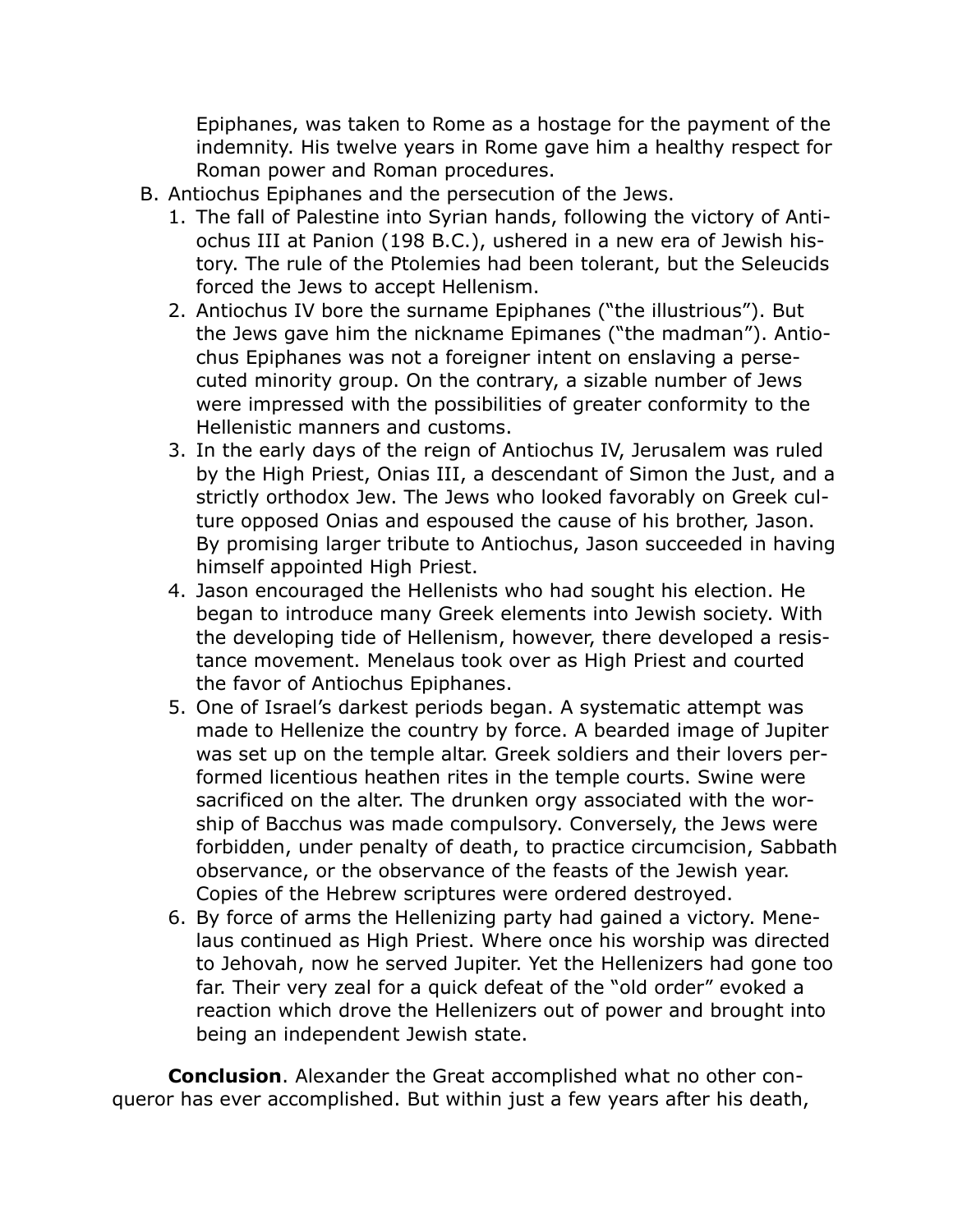Epiphanes, was taken to Rome as a hostage for the payment of the indemnity. His twelve years in Rome gave him a healthy respect for Roman power and Roman procedures.

B. Antiochus Epiphanes and the persecution of the Jews.
   1. The fall of Palestine into Syrian hands, following the victory of Antiochus III at Panion (198 B.C.), ushered in a new era of Jewish history. The rule of the Ptolemies had been tolerant, but the Seleucids forced the Jews to accept Hellenism.
   2. Antiochus IV bore the surname Epiphanes ("the illustrious"). But the Jews gave him the nickname Epimanes ("the madman"). Antiochus Epiphanes was not a foreigner intent on enslaving a persecuted minority group. On the contrary, a sizable number of Jews were impressed with the possibilities of greater conformity to the Hellenistic manners and customs.
   3. In the early days of the reign of Antiochus IV, Jerusalem was ruled by the High Priest, Onias III, a descendant of Simon the Just, and a strictly orthodox Jew. The Jews who looked favorably on Greek culture opposed Onias and espoused the cause of his brother, Jason. By promising larger tribute to Antiochus, Jason succeeded in having himself appointed High Priest.
   4. Jason encouraged the Hellenists who had sought his election. He began to introduce many Greek elements into Jewish society. With the developing tide of Hellenism, however, there developed a resistance movement. Menelaus took over as High Priest and courted the favor of Antiochus Epiphanes.
   5. One of Israel's darkest periods began. A systematic attempt was made to Hellenize the country by force. A bearded image of Jupiter was set up on the temple altar. Greek soldiers and their lovers performed licentious heathen rites in the temple courts. Swine were sacrificed on the alter. The drunken orgy associated with the worship of Bacchus was made compulsory. Conversely, the Jews were forbidden, under penalty of death, to practice circumcision, Sabbath observance, or the observance of the feasts of the Jewish year. Copies of the Hebrew scriptures were ordered destroyed.
   6. By force of arms the Hellenizing party had gained a victory. Menelaus continued as High Priest. Where once his worship was directed to Jehovah, now he served Jupiter. Yet the Hellenizers had gone too far. Their very zeal for a quick defeat of the "old order" evoked a reaction which drove the Hellenizers out of power and brought into being an independent Jewish state.

**Conclusion**. Alexander the Great accomplished what no other conqueror has ever accomplished. But within just a few years after his death,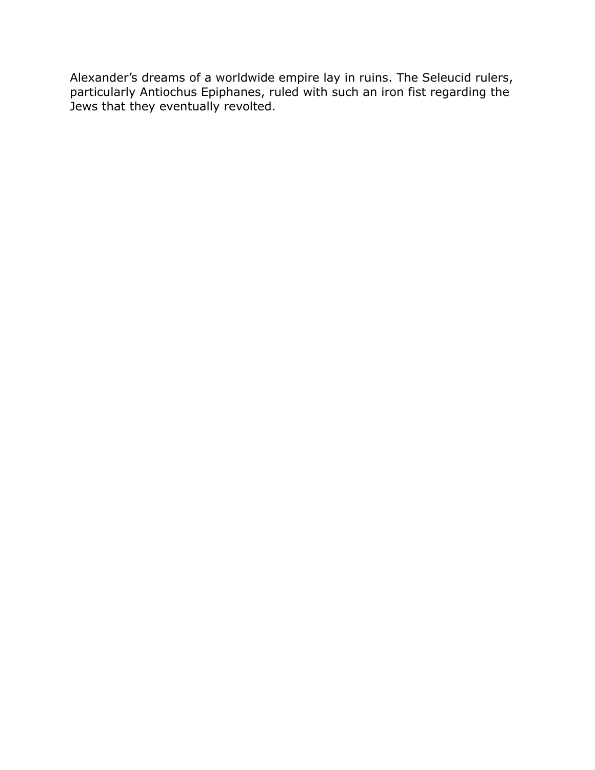Alexander’s dreams of a worldwide empire lay in ruins. The Seleucid rulers, particularly Antiochus Epiphanes, ruled with such an iron fist regarding the Jews that they eventually revolted.